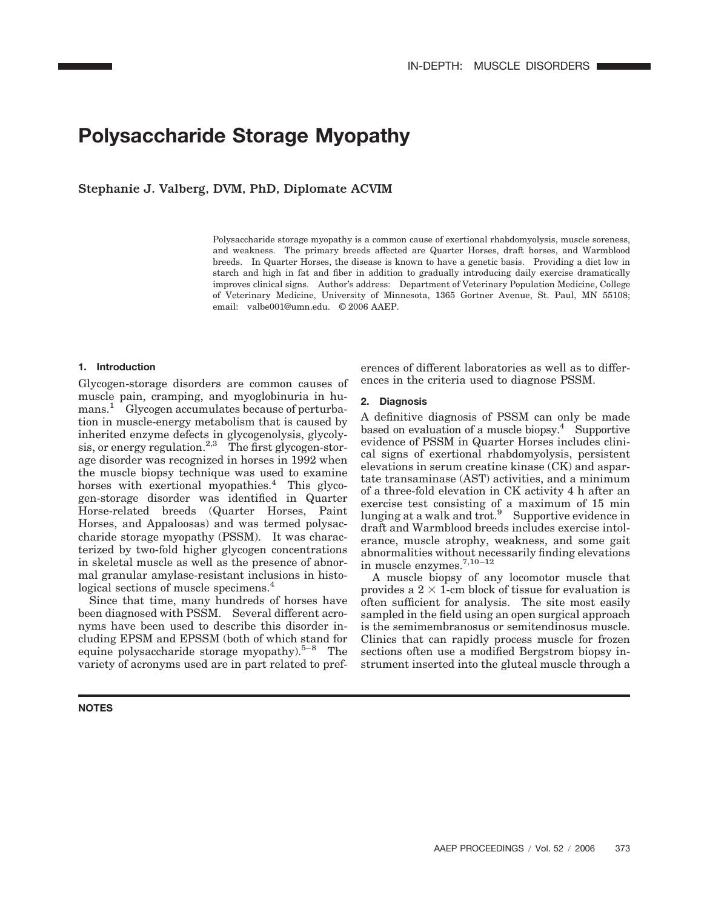# Polysaccharide Storage Myopathy

Stephanie J. Valberg, DVM, PhD, Diplomate ACVIM

Polysaccharide storage myopathy is a common cause of exertional rhabdomyolysis, muscle soreness, and weakness. The primary breeds affected are Quarter Horses, draft horses, and Warmblood breeds. In Quarter Horses, the disease is known to have a genetic basis. Providing a diet low in starch and high in fat and fiber in addition to gradually introducing daily exercise dramatically improves clinical signs. Author's address: Department of Veterinary Population Medicine, College of Veterinary Medicine, University of Minnesota, 1365 Gortner Avenue, St. Paul, MN 55108; email: valbe001@umn.edu. © 2006 AAEP.

## 1. Introduction

Glycogen-storage disorders are common causes of muscle pain, cramping, and myoglobinuria in humans.[1] Glycogen accumulates because of perturbation in muscle-energy metabolism that is caused by inherited enzyme defects in glycogenolysis, glycolysis, or energy regulation.[2,3] The first glycogen-storage disorder was recognized in horses in 1992 when the muscle biopsy technique was used to examine horses with exertional myopathies.[4] This glycogen-storage disorder was identified in Quarter Horse-related breeds (Quarter Horses, Paint Horses, and Appaloosas) and was termed polysaccharide storage myopathy (PSSM). It was characterized by two-fold higher glycogen concentrations in skeletal muscle as well as the presence of abnormal granular amylase-resistant inclusions in histological sections of muscle specimens.[4]

Since that time, many hundreds of horses have been diagnosed with PSSM. Several different acronyms have been used to describe this disorder including EPSM and EPSSM (both of which stand for equine polysaccharide storage myopathy).[5–8] The variety of acronyms used are in part related to preferences of different laboratories as well as to differences in the criteria used to diagnose PSSM.

## 2. Diagnosis

A definitive diagnosis of PSSM can only be made based on evaluation of a muscle biopsy.[4] Supportive evidence of PSSM in Quarter Horses includes clinical signs of exertional rhabdomyolysis, persistent elevations in serum creatine kinase (CK) and aspartate transaminase (AST) activities, and a minimum of a three-fold elevation in CK activity 4 h after an exercise test consisting of a maximum of 15 min lunging at a walk and trot.[9] Supportive evidence in draft and Warmblood breeds includes exercise intolerance, muscle atrophy, weakness, and some gait abnormalities without necessarily finding elevations in muscle enzymes.[7,10–12]

A muscle biopsy of any locomotor muscle that provides a $2 \times 1$-cm block of tissue for evaluation is often sufficient for analysis. The site most easily sampled in the field using an open surgical approach is the semimembranosus or semitendinosus muscle. Clinics that can rapidly process muscle for frozen sections often use a modified Bergstrom biopsy instrument inserted into the gluteal muscle through a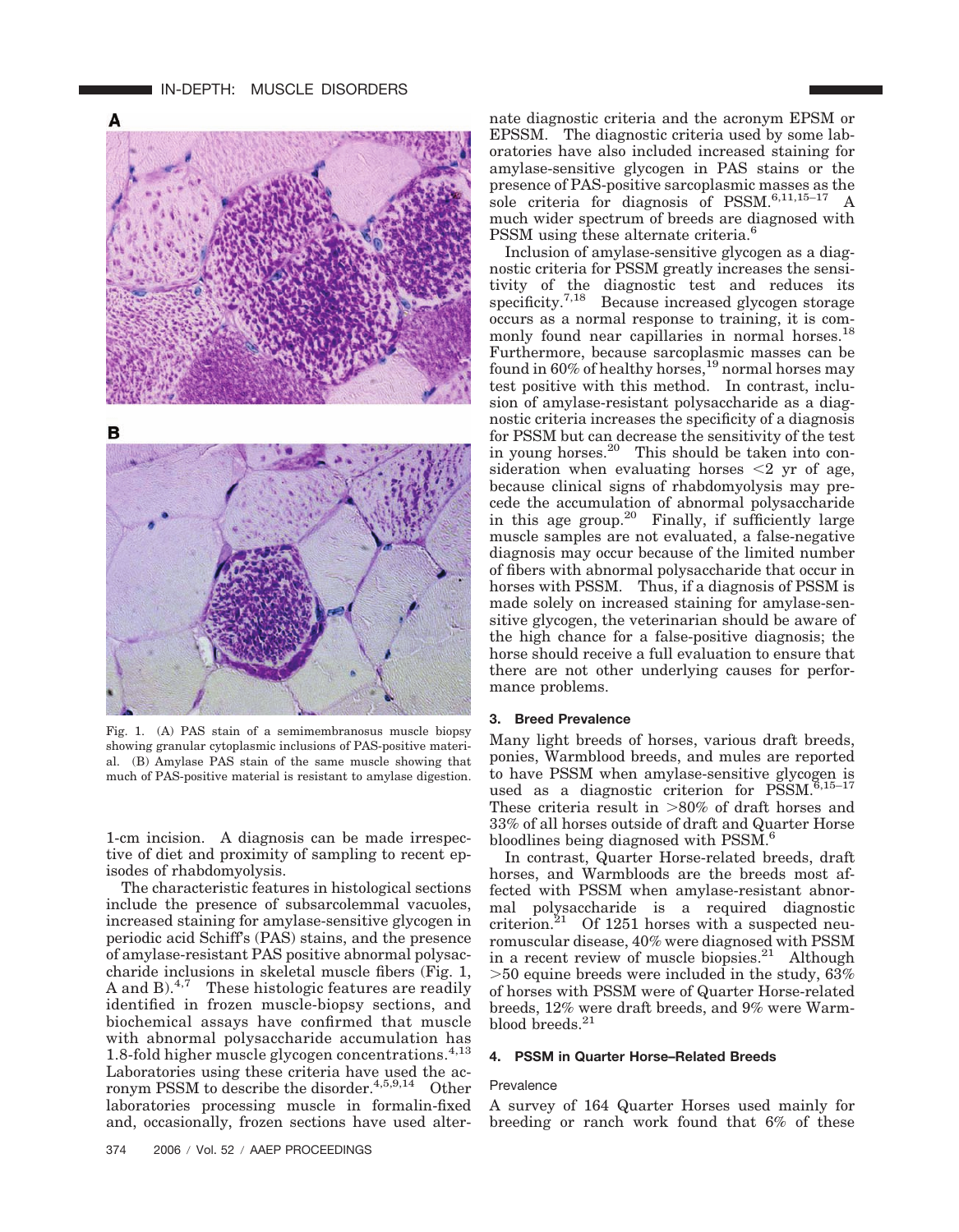Fig. 1. (A) PAS stain of a semimembranosus muscle biopsy showing granular cytoplasmic inclusions of PAS-positive material. (B) Amylase PAS stain of the same muscle showing that much of PAS-positive material is resistant to amylase digestion.

1-cm incision. A diagnosis can be made irrespective of diet and proximity of sampling to recent episodes of rhabdomyolysis.

The characteristic features in histological sections include the presence of subsarcolemmal vacuoles, increased staining for amylase-sensitive glycogen in periodic acid Schiff's (PAS) stains, and the presence of amylase-resistant PAS positive abnormal polysaccharide inclusions in skeletal muscle fibers (Fig. 1, A and B).[4,7] These histologic features are readily identified in frozen muscle-biopsy sections, and biochemical assays have confirmed that muscle with abnormal polysaccharide accumulation has 1.8-fold higher muscle glycogen concentrations.[4,13] Laboratories using these criteria have used the acronym PSSM to describe the disorder.[4,5,9,14] Other laboratories processing muscle in formalin-fixed and, occasionally, frozen sections have used alternate diagnostic criteria and the acronym EPSM or EPSSM. The diagnostic criteria used by some laboratories have also included increased staining for amylase-sensitive glycogen in PAS stains or the presence of PAS-positive sarcoplasmic masses as the sole criteria for diagnosis of PSSM.[6,11,15–17] A much wider spectrum of breeds are diagnosed with PSSM using these alternate criteria.[6]

Inclusion of amylase-sensitive glycogen as a diagnostic criteria for PSSM greatly increases the sensitivity of the diagnostic test and reduces its specificity.[7,18] Because increased glycogen storage occurs as a normal response to training, it is commonly found near capillaries in normal horses.[18] Furthermore, because sarcoplasmic masses can be found in 60% of healthy horses,[19] normal horses may test positive with this method. In contrast, inclusion of amylase-resistant polysaccharide as a diagnostic criteria increases the specificity of a diagnosis for PSSM but can decrease the sensitivity of the test in young horses.[20] This should be taken into consideration when evaluating horses $<2$ yr of age, because clinical signs of rhabdomyolysis may precede the accumulation of abnormal polysaccharide in this age group.[20] Finally, if sufficiently large muscle samples are not evaluated, a false-negative diagnosis may occur because of the limited number of fibers with abnormal polysaccharide that occur in horses with PSSM. Thus, if a diagnosis of PSSM is made solely on increased staining for amylase-sensitive glycogen, the veterinarian should be aware of the high chance for a false-positive diagnosis; the horse should receive a full evaluation to ensure that there are not other underlying causes for performance problems.

### 3. Breed Prevalence

Many light breeds of horses, various draft breeds, ponies, Warmblood breeds, and mules are reported to have PSSM when amylase-sensitive glycogen is used as a diagnostic criterion for PSSM.[6,15–17] These criteria result in $>80\%$ of draft horses and 33% of all horses outside of draft and Quarter Horse bloodlines being diagnosed with PSSM.[6]

In contrast, Quarter Horse-related breeds, draft horses, and Warmbloods are the breeds most affected with PSSM when amylase-resistant abnormal polysaccharide is a required diagnostic criterion.[21] Of 1251 horses with a suspected neuromuscular disease, 40% were diagnosed with PSSM in a recent review of muscle biopsies.[21] Although $>50$ equine breeds were included in the study, 63% of horses with PSSM were of Quarter Horse-related breeds, 12% were draft breeds, and 9% were Warmblood breeds.[21]

### 4. PSSM in Quarter Horse–Related Breeds

#### Prevalence

A survey of 164 Quarter Horses used mainly for breeding or ranch work found that 6% of these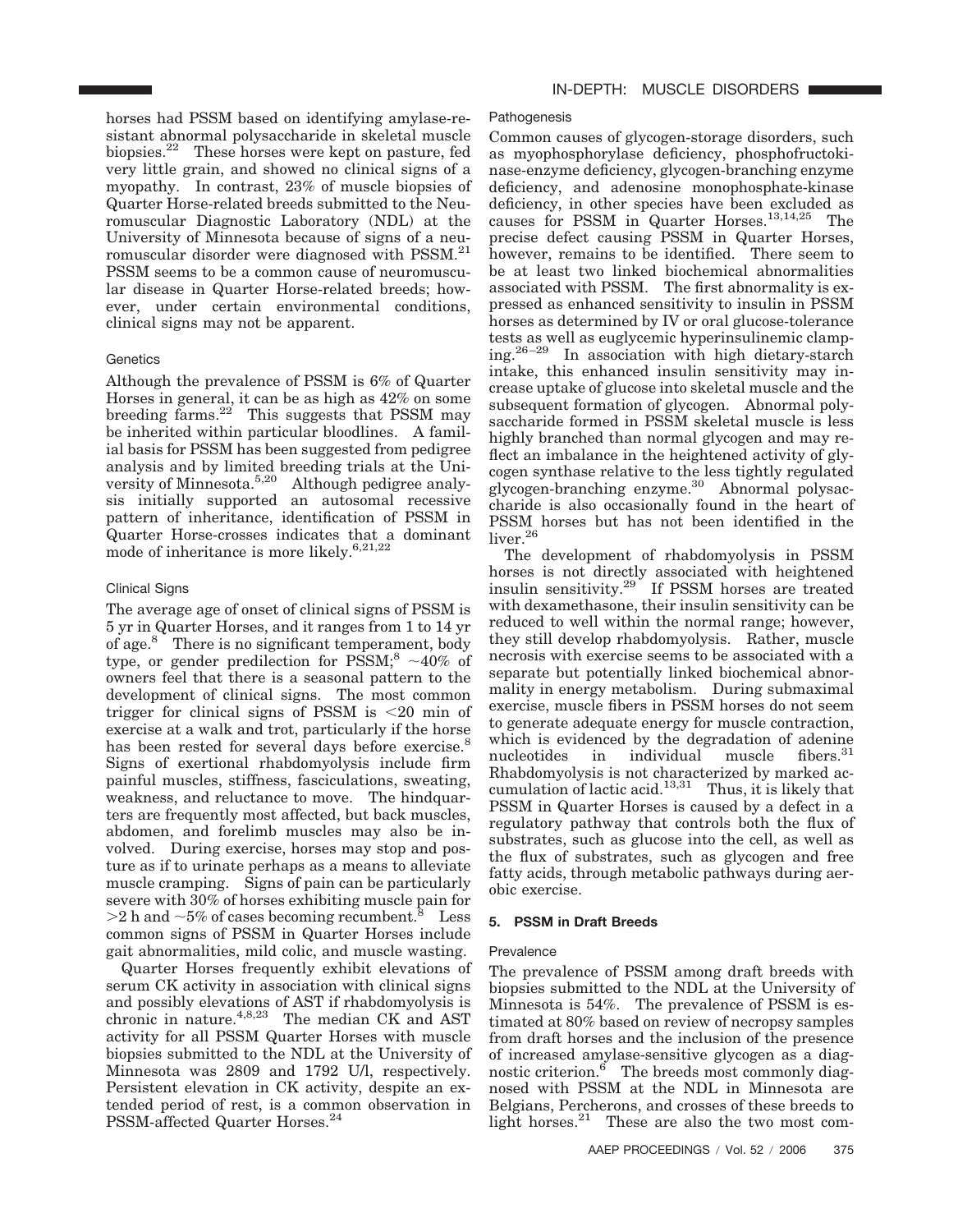horses had PSSM based on identifying amylase-resistant abnormal polysaccharide in skeletal muscle biopsies.[22] These horses were kept on pasture, fed very little grain, and showed no clinical signs of a myopathy. In contrast, 23% of muscle biopsies of Quarter Horse-related breeds submitted to the Neuromuscular Diagnostic Laboratory (NDL) at the University of Minnesota because of signs of a neuromuscular disorder were diagnosed with PSSM.[21] PSSM seems to be a common cause of neuromuscular disease in Quarter Horse-related breeds; however, under certain environmental conditions, clinical signs may not be apparent.

### Genetics

Although the prevalence of PSSM is 6% of Quarter Horses in general, it can be as high as 42% on some breeding farms.[22] This suggests that PSSM may be inherited within particular bloodlines. A familial basis for PSSM has been suggested from pedigree analysis and by limited breeding trials at the University of Minnesota.[5,20] Although pedigree analysis initially supported an autosomal recessive pattern of inheritance, identification of PSSM in Quarter Horse-crosses indicates that a dominant mode of inheritance is more likely.[6,21,22]

### Clinical Signs

The average age of onset of clinical signs of PSSM is 5 yr in Quarter Horses, and it ranges from 1 to 14 yr of age.[8] There is no significant temperament, body type, or gender predilection for PSSM;[8] ~40% of owners feel that there is a seasonal pattern to the development of clinical signs. The most common trigger for clinical signs of PSSM is <20 min of exercise at a walk and trot, particularly if the horse has been rested for several days before exercise.[8] Signs of exertional rhabdomyolysis include firm painful muscles, stiffness, fasciculations, sweating, weakness, and reluctance to move. The hindquarters are frequently most affected, but back muscles, abdomen, and forelimb muscles may also be involved. During exercise, horses may stop and posture as if to urinate perhaps as a means to alleviate muscle cramping. Signs of pain can be particularly severe with 30% of horses exhibiting muscle pain for >2 h and ~5% of cases becoming recumbent.[8] Less common signs of PSSM in Quarter Horses include gait abnormalities, mild colic, and muscle wasting.

Quarter Horses frequently exhibit elevations of serum CK activity in association with clinical signs and possibly elevations of AST if rhabdomyolysis is chronic in nature.[4,8,23] The median CK and AST activity for all PSSM Quarter Horses with muscle biopsies submitted to the NDL at the University of Minnesota was 2809 and 1792 U/l, respectively. Persistent elevation in CK activity, despite an extended period of rest, is a common observation in PSSM-affected Quarter Horses.[24]

### Pathogenesis

Common causes of glycogen-storage disorders, such as myophosphorylase deficiency, phosphofructokinase-enzyme deficiency, glycogen-branching enzyme deficiency, and adenosine monophosphate-kinase deficiency, in other species have been excluded as causes for PSSM in Quarter Horses.[13,14,25] The precise defect causing PSSM in Quarter Horses, however, remains to be identified. There seem to be at least two linked biochemical abnormalities associated with PSSM. The first abnormality is expressed as enhanced sensitivity to insulin in PSSM horses as determined by IV or oral glucose-tolerance tests as well as euglycemic hyperinsulinemic clamping.[26–29] In association with high dietary-starch intake, this enhanced insulin sensitivity may increase uptake of glucose into skeletal muscle and the subsequent formation of glycogen. Abnormal polysaccharide formed in PSSM skeletal muscle is less highly branched than normal glycogen and may reflect an imbalance in the heightened activity of glycogen synthase relative to the less tightly regulated glycogen-branching enzyme.[30] Abnormal polysaccharide is also occasionally found in the heart of PSSM horses but has not been identified in the liver.[26]

The development of rhabdomyolysis in PSSM horses is not directly associated with heightened insulin sensitivity.[29] If PSSM horses are treated with dexamethasone, their insulin sensitivity can be reduced to well within the normal range; however, they still develop rhabdomyolysis. Rather, muscle necrosis with exercise seems to be associated with a separate but potentially linked biochemical abnormality in energy metabolism. During submaximal exercise, muscle fibers in PSSM horses do not seem to generate adequate energy for muscle contraction, which is evidenced by the degradation of adenine nucleotides in individual muscle fibers.[31] Rhabdomyolysis is not characterized by marked accumulation of lactic acid.[13,31] Thus, it is likely that PSSM in Quarter Horses is caused by a defect in a regulatory pathway that controls both the flux of substrates, such as glucose into the cell, as well as the flux of substrates, such as glycogen and free fatty acids, through metabolic pathways during aerobic exercise.

## 5. PSSM in Draft Breeds

### Prevalence

The prevalence of PSSM among draft breeds with biopsies submitted to the NDL at the University of Minnesota is 54%. The prevalence of PSSM is estimated at 80% based on review of necropsy samples from draft horses and the inclusion of the presence of increased amylase-sensitive glycogen as a diagnostic criterion.[6] The breeds most commonly diagnosed with PSSM at the NDL in Minnesota are Belgians, Percherons, and crosses of these breeds to light horses.[21] These are also the two most com-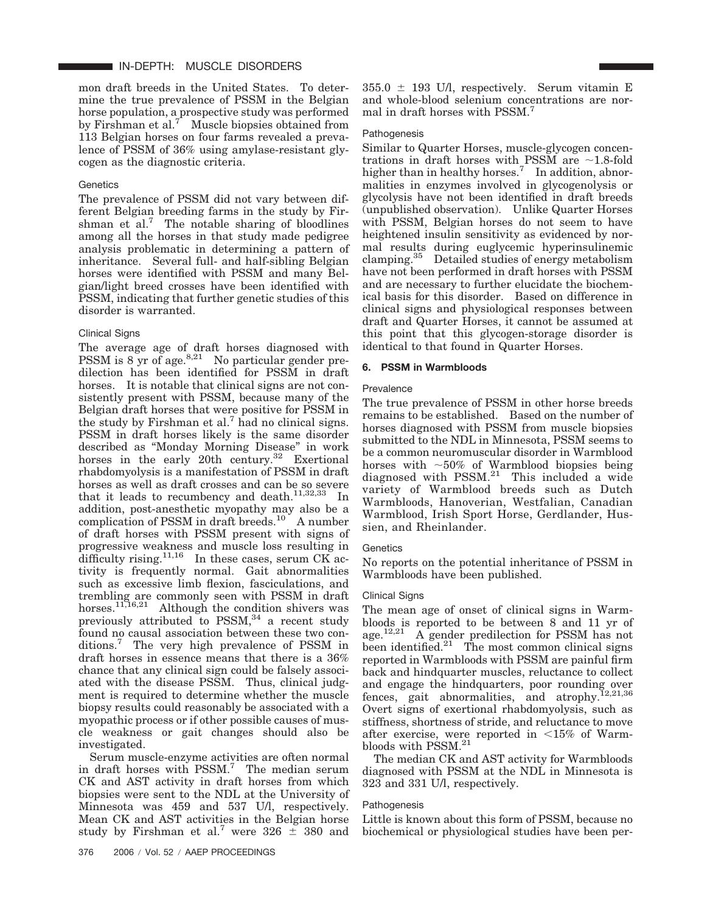mon draft breeds in the United States. To determine the true prevalence of PSSM in the Belgian horse population, a prospective study was performed by Firshman et al.[7] Muscle biopsies obtained from 113 Belgian horses on four farms revealed a prevalence of PSSM of 36% using amylase-resistant glycogen as the diagnostic criteria.

#### Genetics

The prevalence of PSSM did not vary between different Belgian breeding farms in the study by Firshman et al.[7] The notable sharing of bloodlines among all the horses in that study made pedigree analysis problematic in determining a pattern of inheritance. Several full- and half-sibling Belgian horses were identified with PSSM and many Belgian/light breed crosses have been identified with PSSM, indicating that further genetic studies of this disorder is warranted.

#### Clinical Signs

The average age of draft horses diagnosed with PSSM is 8 yr of age.[8,21] No particular gender predilection has been identified for PSSM in draft horses. It is notable that clinical signs are not consistently present with PSSM, because many of the Belgian draft horses that were positive for PSSM in the study by Firshman et al.[7] had no clinical signs. PSSM in draft horses likely is the same disorder described as "Monday Morning Disease" in work horses in the early 20th century.[32] Exertional rhabdomyolysis is a manifestation of PSSM in draft horses as well as draft crosses and can be so severe that it leads to recumbency and death.[11,32,33] In addition, post-anesthetic myopathy may also be a complication of PSSM in draft breeds.[10] A number of draft horses with PSSM present with signs of progressive weakness and muscle loss resulting in difficulty rising.[11,16] In these cases, serum CK activity is frequently normal. Gait abnormalities such as excessive limb flexion, fasciculations, and trembling are commonly seen with PSSM in draft horses.[11,16,21] Although the condition shivers was previously attributed to PSSM,[34] a recent study found no causal association between these two conditions.[7] The very high prevalence of PSSM in draft horses in essence means that there is a 36% chance that any clinical sign could be falsely associated with the disease PSSM. Thus, clinical judgment is required to determine whether the muscle biopsy results could reasonably be associated with a myopathic process or if other possible causes of muscle weakness or gait changes should also be investigated.

Serum muscle-enzyme activities are often normal in draft horses with PSSM.[7] The median serum CK and AST activity in draft horses from which biopsies were sent to the NDL at the University of Minnesota was 459 and 537 U/l, respectively. Mean CK and AST activities in the Belgian horse study by Firshman et al.[7] were 326 ± 380 and 355.0 ± 193 U/l, respectively. Serum vitamin E and whole-blood selenium concentrations are normal in draft horses with PSSM.[7]

#### Pathogenesis

Similar to Quarter Horses, muscle-glycogen concentrations in draft horses with PSSM are ~1.8-fold higher than in healthy horses.[7] In addition, abnormalities in enzymes involved in glycogenolysis or glycolysis have not been identified in draft breeds (unpublished observation). Unlike Quarter Horses with PSSM, Belgian horses do not seem to have heightened insulin sensitivity as evidenced by normal results during euglycemic hyperinsulinemic clamping.[35] Detailed studies of energy metabolism have not been performed in draft horses with PSSM and are necessary to further elucidate the biochemical basis for this disorder. Based on difference in clinical signs and physiological responses between draft and Quarter Horses, it cannot be assumed at this point that this glycogen-storage disorder is identical to that found in Quarter Horses.

### 6. PSSM in Warmbloods

#### Prevalence

The true prevalence of PSSM in other horse breeds remains to be established. Based on the number of horses diagnosed with PSSM from muscle biopsies submitted to the NDL in Minnesota, PSSM seems to be a common neuromuscular disorder in Warmblood horses with ~50% of Warmblood biopsies being diagnosed with PSSM.[21] This included a wide variety of Warmblood breeds such as Dutch Warmbloods, Hanoverian, Westfalian, Canadian Warmblood, Irish Sport Horse, Gerdlander, Hussien, and Rheinlander.

#### Genetics

No reports on the potential inheritance of PSSM in Warmbloods have been published.

#### Clinical Signs

The mean age of onset of clinical signs in Warmbloods is reported to be between 8 and 11 yr of age.[12,21] A gender predilection for PSSM has not been identified.[21] The most common clinical signs reported in Warmbloods with PSSM are painful firm back and hindquarter muscles, reluctance to collect and engage the hindquarters, poor rounding over fences, gait abnormalities, and atrophy.[12,21,36] Overt signs of exertional rhabdomyolysis, such as stiffness, shortness of stride, and reluctance to move after exercise, were reported in <15% of Warmbloods with PSSM.[21]

The median CK and AST activity for Warmbloods diagnosed with PSSM at the NDL in Minnesota is 323 and 331 U/l, respectively.

#### Pathogenesis

Little is known about this form of PSSM, because no biochemical or physiological studies have been per-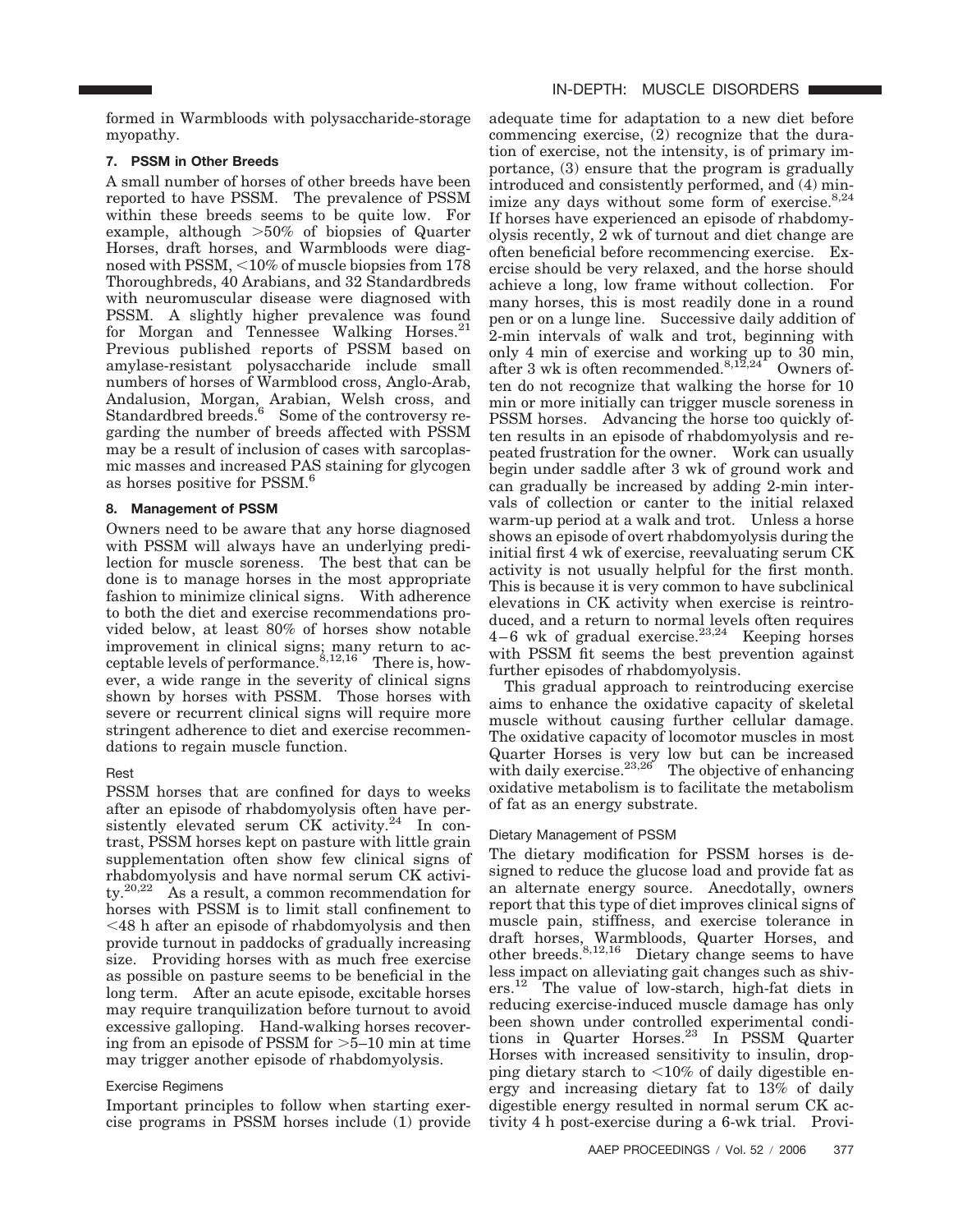formed in Warmbloods with polysaccharide-storage myopathy.

### 7. PSSM in Other Breeds

A small number of horses of other breeds have been reported to have PSSM. The prevalence of PSSM within these breeds seems to be quite low. For example, although >50% of biopsies of Quarter Horses, draft horses, and Warmbloods were diagnosed with PSSM, <10% of muscle biopsies from 178 Thoroughbreds, 40 Arabians, and 32 Standardbreds with neuromuscular disease were diagnosed with PSSM. A slightly higher prevalence was found for Morgan and Tennessee Walking Horses.[21] Previous published reports of PSSM based on amylase-resistant polysaccharide include small numbers of horses of Warmblood cross, Anglo-Arab, Andalusion, Morgan, Arabian, Welsh cross, and Standardbred breeds.[6] Some of the controversy regarding the number of breeds affected with PSSM may be a result of inclusion of cases with sarcoplasmic masses and increased PAS staining for glycogen as horses positive for PSSM.[6]

### 8. Management of PSSM

Owners need to be aware that any horse diagnosed with PSSM will always have an underlying predilection for muscle soreness. The best that can be done is to manage horses in the most appropriate fashion to minimize clinical signs. With adherence to both the diet and exercise recommendations provided below, at least 80% of horses show notable improvement in clinical signs; many return to acceptable levels of performance.[8,12,16] There is, however, a wide range in the severity of clinical signs shown by horses with PSSM. Those horses with severe or recurrent clinical signs will require more stringent adherence to diet and exercise recommendations to regain muscle function.

#### Rest

PSSM horses that are confined for days to weeks after an episode of rhabdomyolysis often have persistently elevated serum CK activity.[24] In contrast, PSSM horses kept on pasture with little grain supplementation often show few clinical signs of rhabdomyolysis and have normal serum CK activity.[20,22] As a result, a common recommendation for horses with PSSM is to limit stall confinement to <48 h after an episode of rhabdomyolysis and then provide turnout in paddocks of gradually increasing size. Providing horses with as much free exercise as possible on pasture seems to be beneficial in the long term. After an acute episode, excitable horses may require tranquilization before turnout to avoid excessive galloping. Hand-walking horses recovering from an episode of PSSM for >5–10 min at time may trigger another episode of rhabdomyolysis.

#### Exercise Regimens

Important principles to follow when starting exercise programs in PSSM horses include (1) provide adequate time for adaptation to a new diet before commencing exercise, (2) recognize that the duration of exercise, not the intensity, is of primary importance, (3) ensure that the program is gradually introduced and consistently performed, and (4) minimize any days without some form of exercise.[8,24] If horses have experienced an episode of rhabdomyolysis recently, 2 wk of turnout and diet change are often beneficial before recommencing exercise. Exercise should be very relaxed, and the horse should achieve a long, low frame without collection. For many horses, this is most readily done in a round pen or on a lunge line. Successive daily addition of 2-min intervals of walk and trot, beginning with only 4 min of exercise and working up to 30 min, after 3 wk is often recommended.[8,12,24] Owners often do not recognize that walking the horse for 10 min or more initially can trigger muscle soreness in PSSM horses. Advancing the horse too quickly often results in an episode of rhabdomyolysis and repeated frustration for the owner. Work can usually begin under saddle after 3 wk of ground work and can gradually be increased by adding 2-min intervals of collection or canter to the initial relaxed warm-up period at a walk and trot. Unless a horse shows an episode of overt rhabdomyolysis during the initial first 4 wk of exercise, reevaluating serum CK activity is not usually helpful for the first month. This is because it is very common to have subclinical elevations in CK activity when exercise is reintroduced, and a return to normal levels often requires 4–6 wk of gradual exercise.[23,24] Keeping horses with PSSM fit seems the best prevention against further episodes of rhabdomyolysis.

This gradual approach to reintroducing exercise aims to enhance the oxidative capacity of skeletal muscle without causing further cellular damage. The oxidative capacity of locomotor muscles in most Quarter Horses is very low but can be increased with daily exercise.[23,26] The objective of enhancing oxidative metabolism is to facilitate the metabolism of fat as an energy substrate.

#### Dietary Management of PSSM

The dietary modification for PSSM horses is designed to reduce the glucose load and provide fat as an alternate energy source. Anecdotally, owners report that this type of diet improves clinical signs of muscle pain, stiffness, and exercise tolerance in draft horses, Warmbloods, Quarter Horses, and other breeds.[8,12,16] Dietary change seems to have less impact on alleviating gait changes such as shivers.[12] The value of low-starch, high-fat diets in reducing exercise-induced muscle damage has only been shown under controlled experimental conditions in Quarter Horses.[23] In PSSM Quarter Horses with increased sensitivity to insulin, dropping dietary starch to <10% of daily digestible energy and increasing dietary fat to 13% of daily digestible energy resulted in normal serum CK activity 4 h post-exercise during a 6-wk trial. Provi-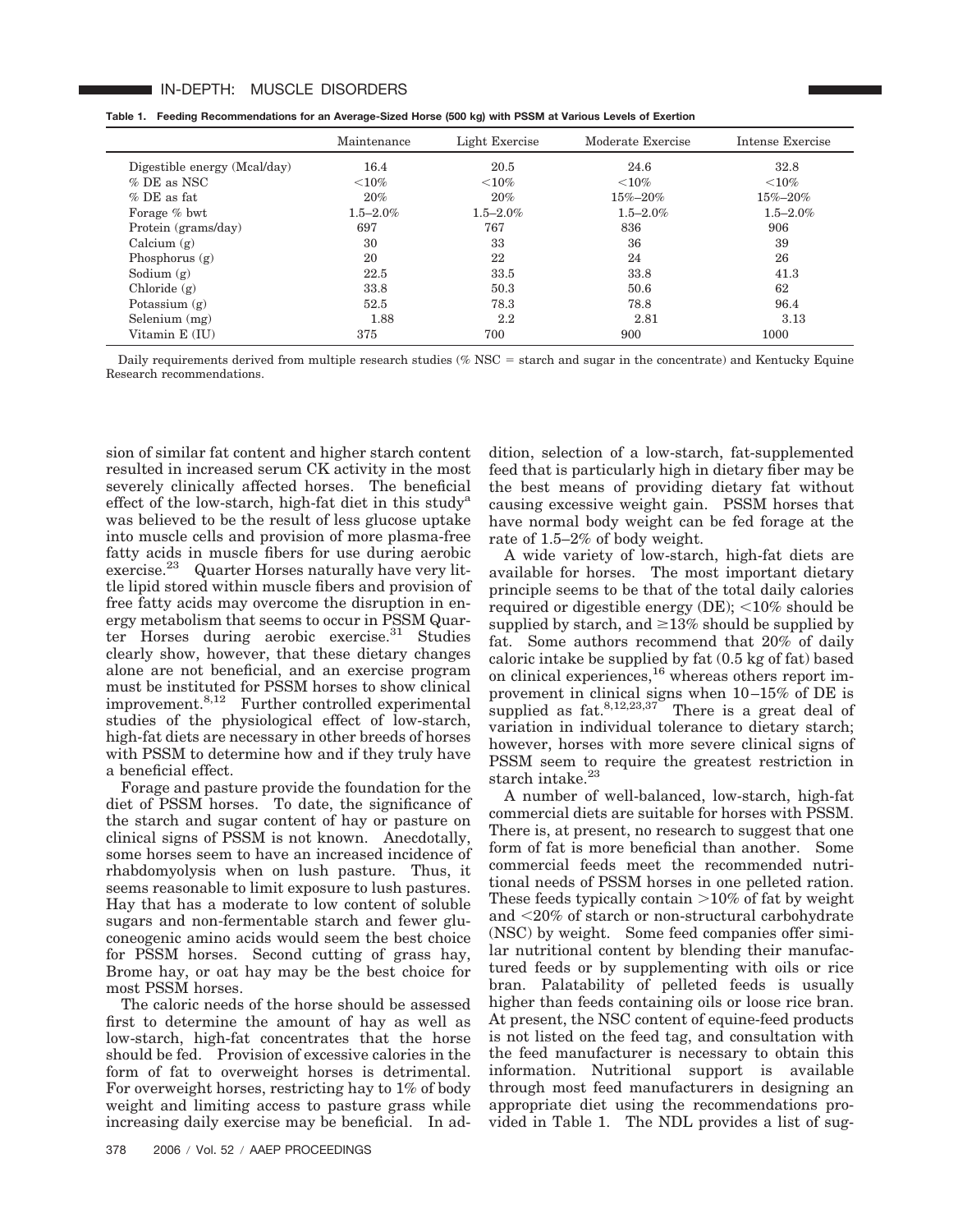**Table 1. Feeding Recommendations for an Average-Sized Horse (500 kg) with PSSM at Various Levels of Exertion**

| | Maintenance | Light Exercise | Moderate Exercise | Intense Exercise |
|---|---|---|---|---|
| Digestible energy (Mcal/day) | 16.4 | 20.5 | 24.6 | 32.8 |
| % DE as NSC | <10% | <10% | <10% | <10% |
| % DE as fat | 20% | 20% | 15%–20% | 15%–20% |
| Forage % bwt | 1.5–2.0% | 1.5–2.0% | 1.5–2.0% | 1.5–2.0% |
| Protein (grams/day) | 697 | 767 | 836 | 906 |
| Calcium (g) | 30 | 33 | 36 | 39 |
| Phosphorus (g) | 20 | 22 | 24 | 26 |
| Sodium (g) | 22.5 | 33.5 | 33.8 | 41.3 |
| Chloride (g) | 33.8 | 50.3 | 50.6 | 62 |
| Potassium (g) | 52.5 | 78.3 | 78.8 | 96.4 |
| Selenium (mg) | 1.88 | 2.2 | 2.81 | 3.13 |
| Vitamin E (IU) | 375 | 700 | 900 | 1000 |

Daily requirements derived from multiple research studies (% NSC = starch and sugar in the concentrate) and Kentucky Equine Research recommendations.

sion of similar fat content and higher starch content resulted in increased serum CK activity in the most severely clinically affected horses. The beneficial effect of the low-starch, high-fat diet in this study[a] was believed to be the result of less glucose uptake into muscle cells and provision of more plasma-free fatty acids in muscle fibers for use during aerobic exercise.[23] Quarter Horses naturally have very little lipid stored within muscle fibers and provision of free fatty acids may overcome the disruption in energy metabolism that seems to occur in PSSM Quarter Horses during aerobic exercise.[31] Studies clearly show, however, that these dietary changes alone are not beneficial, and an exercise program must be instituted for PSSM horses to show clinical improvement.[8,12] Further controlled experimental studies of the physiological effect of low-starch, high-fat diets are necessary in other breeds of horses with PSSM to determine how and if they truly have a beneficial effect.

Forage and pasture provide the foundation for the diet of PSSM horses. To date, the significance of the starch and sugar content of hay or pasture on clinical signs of PSSM is not known. Anecdotally, some horses seem to have an increased incidence of rhabdomyolysis when on lush pasture. Thus, it seems reasonable to limit exposure to lush pastures. Hay that has a moderate to low content of soluble sugars and non-fermentable starch and fewer gluconeogenic amino acids would seem the best choice for PSSM horses. Second cutting of grass hay, Brome hay, or oat hay may be the best choice for most PSSM horses.

The caloric needs of the horse should be assessed first to determine the amount of hay as well as low-starch, high-fat concentrates that the horse should be fed. Provision of excessive calories in the form of fat to overweight horses is detrimental. For overweight horses, restricting hay to 1% of body weight and limiting access to pasture grass while increasing daily exercise may be beneficial. In addition, selection of a low-starch, fat-supplemented feed that is particularly high in dietary fiber may be the best means of providing dietary fat without causing excessive weight gain. PSSM horses that have normal body weight can be fed forage at the rate of 1.5–2% of body weight.

A wide variety of low-starch, high-fat diets are available for horses. The most important dietary principle seems to be that of the total daily calories required or digestible energy (DE); <10% should be supplied by starch, and ≥13% should be supplied by fat. Some authors recommend that 20% of daily caloric intake be supplied by fat (0.5 kg of fat) based on clinical experiences,[16] whereas others report improvement in clinical signs when 10–15% of DE is supplied as fat.[8,12,23,37] There is a great deal of variation in individual tolerance to dietary starch; however, horses with more severe clinical signs of PSSM seem to require the greatest restriction in starch intake.[23]

A number of well-balanced, low-starch, high-fat commercial diets are suitable for horses with PSSM. There is, at present, no research to suggest that one form of fat is more beneficial than another. Some commercial feeds meet the recommended nutritional needs of PSSM horses in one pelleted ration. These feeds typically contain >10% of fat by weight and <20% of starch or non-structural carbohydrate (NSC) by weight. Some feed companies offer similar nutritional content by blending their manufactured feeds or by supplementing with oils or rice bran. Palatability of pelleted feeds is usually higher than feeds containing oils or loose rice bran. At present, the NSC content of equine-feed products is not listed on the feed tag, and consultation with the feed manufacturer is necessary to obtain this information. Nutritional support is available through most feed manufacturers in designing an appropriate diet using the recommendations provided in Table 1. The NDL provides a list of sug-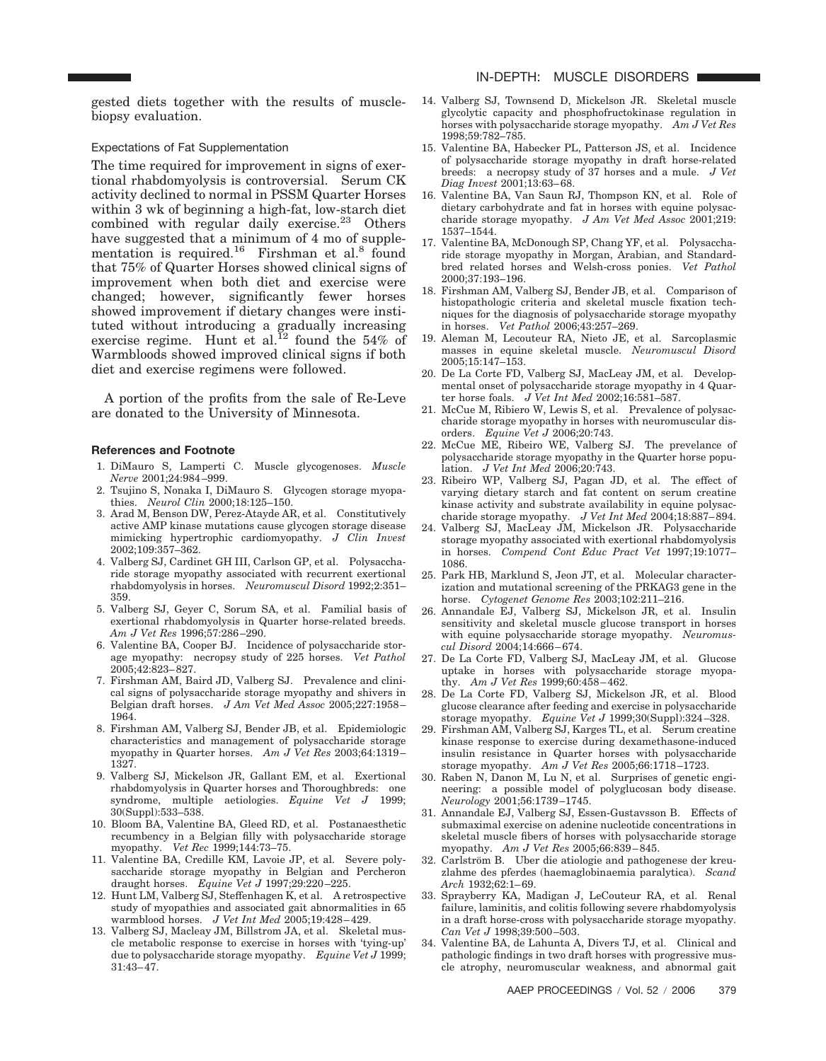gested diets together with the results of muscle-biopsy evaluation.

### Expectations of Fat Supplementation

The time required for improvement in signs of exertional rhabdomyolysis is controversial. Serum CK activity declined to normal in PSSM Quarter Horses within 3 wk of beginning a high-fat, low-starch diet combined with regular daily exercise.[23] Others have suggested that a minimum of 4 mo of supplementation is required.[16] Firshman et al.[8] found that 75% of Quarter Horses showed clinical signs of improvement when both diet and exercise were changed; however, significantly fewer horses showed improvement if dietary changes were instituted without introducing a gradually increasing exercise regime. Hunt et al.[12] found the 54% of Warmbloods showed improved clinical signs if both diet and exercise regimens were followed.

A portion of the profits from the sale of Re-Leve are donated to the University of Minnesota.

#### References and Footnote

1. DiMauro S, Lamperti C. Muscle glycogenoses. *Muscle Nerve* 2001;24:984–999.
2. Tsujino S, Nonaka I, DiMauro S. Glycogen storage myopathies. *Neurol Clin* 2000;18:125–150.
3. Arad M, Benson DW, Perez-Atayde AR, et al. Constitutively active AMP kinase mutations cause glycogen storage disease mimicking hypertrophic cardiomyopathy. *J Clin Invest* 2002;109:357–362.
4. Valberg SJ, Cardinet GH III, Carlson GP, et al. Polysaccharide storage myopathy associated with recurrent exertional rhabdomyolysis in horses. *Neuromuscul Disord* 1992;2:351–359.
5. Valberg SJ, Geyer C, Sorum SA, et al. Familial basis of exertional rhabdomyolysis in Quarter horse-related breeds. *Am J Vet Res* 1996;57:286–290.
6. Valentine BA, Cooper BJ. Incidence of polysaccharide storage myopathy: necropsy study of 225 horses. *Vet Pathol* 2005;42:823–827.
7. Firshman AM, Baird JD, Valberg SJ. Prevalence and clinical signs of polysaccharide storage myopathy and shivers in Belgian draft horses. *J Am Vet Med Assoc* 2005;227:1958–1964.
8. Firshman AM, Valberg SJ, Bender JB, et al. Epidemiologic characteristics and management of polysaccharide storage myopathy in Quarter horses. *Am J Vet Res* 2003;64:1319–1327.
9. Valberg SJ, Mickelson JR, Gallant EM, et al. Exertional rhabdomyolysis in Quarter horses and Thoroughbreds: one syndrome, multiple aetiologies. *Equine Vet J* 1999; 30(Suppl):533–538.
10. Bloom BA, Valentine BA, Gleed RD, et al. Postanaesthetic recumbency in a Belgian filly with polysaccharide storage myopathy. *Vet Rec* 1999;144:73–75.
11. Valentine BA, Credille KM, Lavoie JP, et al. Severe polysaccharide storage myopathy in Belgian and Percheron draught horses. *Equine Vet J* 1997;29:220–225.
12. Hunt LM, Valberg SJ, Steffenhagen K, et al. A retrospective study of myopathies and associated gait abnormalities in 65 warmblood horses. *J Vet Int Med* 2005;19:428–429.
13. Valberg SJ, Macleay JM, Billstrom JA, et al. Skeletal muscle metabolic response to exercise in horses with 'tying-up' due to polysaccharide storage myopathy. *Equine Vet J* 1999; 31:43–47.
14. Valberg SJ, Townsend D, Mickelson JR. Skeletal muscle glycolytic capacity and phosphofructokinase regulation in horses with polysaccharide storage myopathy. *Am J Vet Res* 1998;59:782–785.
15. Valentine BA, Habecker PL, Patterson JS, et al. Incidence of polysaccharide storage myopathy in draft horse-related breeds: a necropsy study of 37 horses and a mule. *J Vet Diag Invest* 2001;13:63–68.
16. Valentine BA, Van Saun RJ, Thompson KN, et al. Role of dietary carbohydrate and fat in horses with equine polysaccharide storage myopathy. *J Am Vet Med Assoc* 2001;219: 1537–1544.
17. Valentine BA, McDonough SP, Chang YF, et al. Polysaccharide storage myopathy in Morgan, Arabian, and Standardbred related horses and Welsh-cross ponies. *Vet Pathol* 2000;37:193–196.
18. Firshman AM, Valberg SJ, Bender JB, et al. Comparison of histopathologic criteria and skeletal muscle fixation techniques for the diagnosis of polysaccharide storage myopathy in horses. *Vet Pathol* 2006;43:257–269.
19. Aleman M, Lecouteur RA, Nieto JE, et al. Sarcoplasmic masses in equine skeletal muscle. *Neuromuscul Disord* 2005;15:147–153.
20. De La Corte FD, Valberg SJ, MacLeay JM, et al. Developmental onset of polysaccharide storage myopathy in 4 Quarter horse foals. *J Vet Int Med* 2002;16:581–587.
21. McCue M, Ribiero W, Lewis S, et al. Prevalence of polysaccharide storage myopathy in horses with neuromuscular disorders. *Equine Vet J* 2006;20:743.
22. McCue ME, Ribeiro WE, Valberg SJ. The prevelance of polysaccharide storage myopathy in the Quarter horse population. *J Vet Int Med* 2006;20:743.
23. Ribeiro WP, Valberg SJ, Pagan JD, et al. The effect of varying dietary starch and fat content on serum creatine kinase activity and substrate availability in equine polysaccharide storage myopathy. *J Vet Int Med* 2004;18:887–894.
24. Valberg SJ, MacLeay JM, Mickelson JR. Polysaccharide storage myopathy associated with exertional rhabdomyolysis in horses. *Compend Cont Educ Pract Vet* 1997;19:1077–1086.
25. Park HB, Marklund S, Jeon JT, et al. Molecular characterization and mutational screening of the PRKAG3 gene in the horse. *Cytogenet Genome Res* 2003;102:211–216.
26. Annandale EJ, Valberg SJ, Mickelson JR, et al. Insulin sensitivity and skeletal muscle glucose transport in horses with equine polysaccharide storage myopathy. *Neuromuscul Disord* 2004;14:666–674.
27. De La Corte FD, Valberg SJ, MacLeay JM, et al. Glucose uptake in horses with polysaccharide storage myopathy. *Am J Vet Res* 1999;60:458–462.
28. De La Corte FD, Valberg SJ, Mickelson JR, et al. Blood glucose clearance after feeding and exercise in polysaccharide storage myopathy. *Equine Vet J* 1999;30(Suppl):324–328.
29. Firshman AM, Valberg SJ, Karges TL, et al. Serum creatine kinase response to exercise during dexamethasone-induced insulin resistance in Quarter horses with polysaccharide storage myopathy. *Am J Vet Res* 2005;66:1718–1723.
30. Raben N, Danon M, Lu N, et al. Surprises of genetic engineering: a possible model of polyglucosan body disease. *Neurology* 2001;56:1739–1745.
31. Annandale EJ, Valberg SJ, Essen-Gustavsson B. Effects of submaximal exercise on adenine nucleotide concentrations in skeletal muscle fibers of horses with polysaccharide storage myopathy. *Am J Vet Res* 2005;66:839–845.
32. Carlström B. Uber die atiologie and pathogenese der kreuzlahme des pferdes (haemaglobinaemia paralytica). *Scand Arch* 1932;62:1–69.
33. Sprayberry KA, Madigan J, LeCouteur RA, et al. Renal failure, laminitis, and colitis following severe rhabdomyolysis in a draft horse-cross with polysaccharide storage myopathy. *Can Vet J* 1998;39:500–503.
34. Valentine BA, de Lahunta A, Divers TJ, et al. Clinical and pathologic findings in two draft horses with progressive muscle atrophy, neuromuscular weakness, and abnormal gait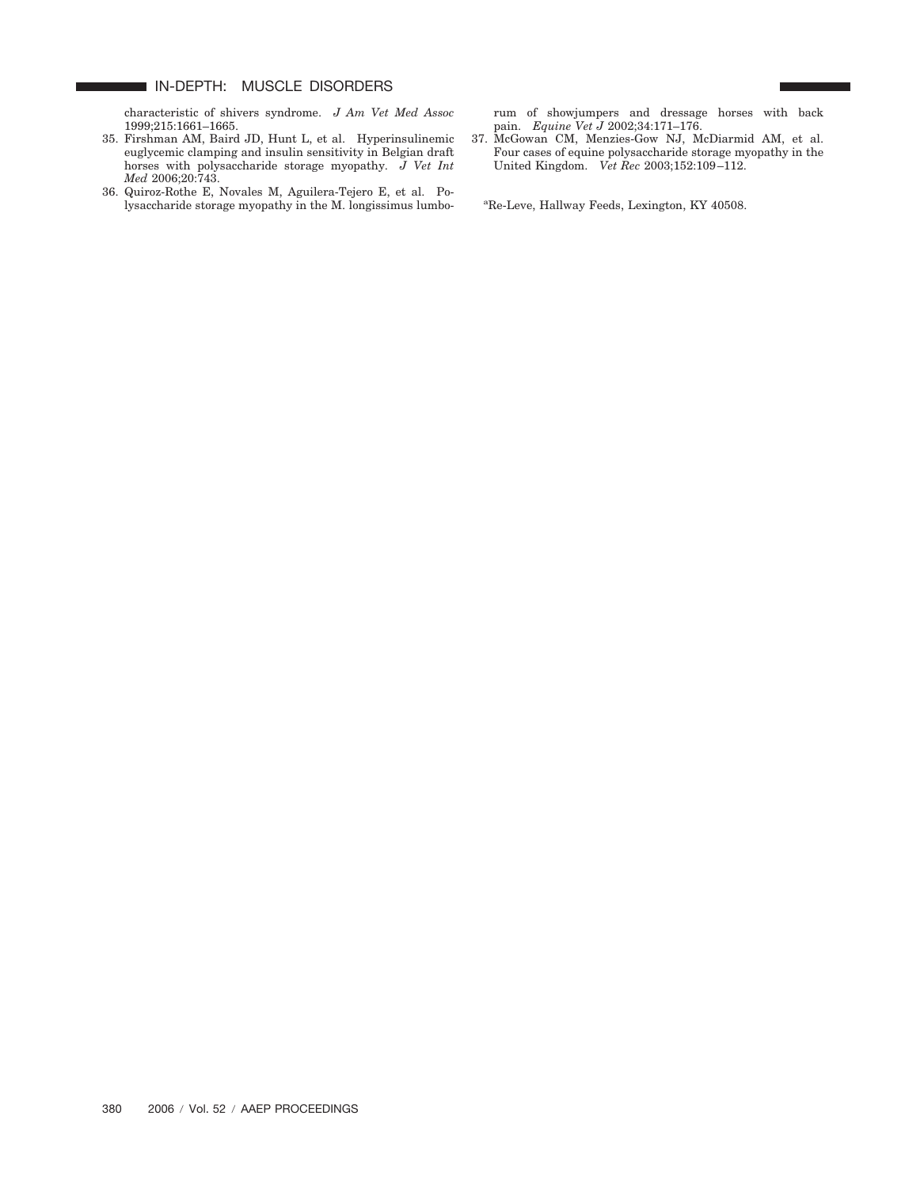characteristic of shivers syndrome. *J Am Vet Med Assoc* 1999;215:1661–1665.

35. Firshman AM, Baird JD, Hunt L, et al. Hyperinsulinemic euglycemic clamping and insulin sensitivity in Belgian draft horses with polysaccharide storage myopathy. *J Vet Int Med* 2006;20:743.
36. Quiroz-Rothe E, Novales M, Aguilera-Tejero E, et al. Polysaccharide storage myopathy in the M. longissimus lumborum of showjumpers and dressage horses with back pain. *Equine Vet J* 2002;34:171–176.
37. McGowan CM, Menzies-Gow NJ, McDiarmid AM, et al. Four cases of equine polysaccharide storage myopathy in the United Kingdom. *Vet Rec* 2003;152:109–112.

[a]Re-Leve, Hallway Feeds, Lexington, KY 40508.